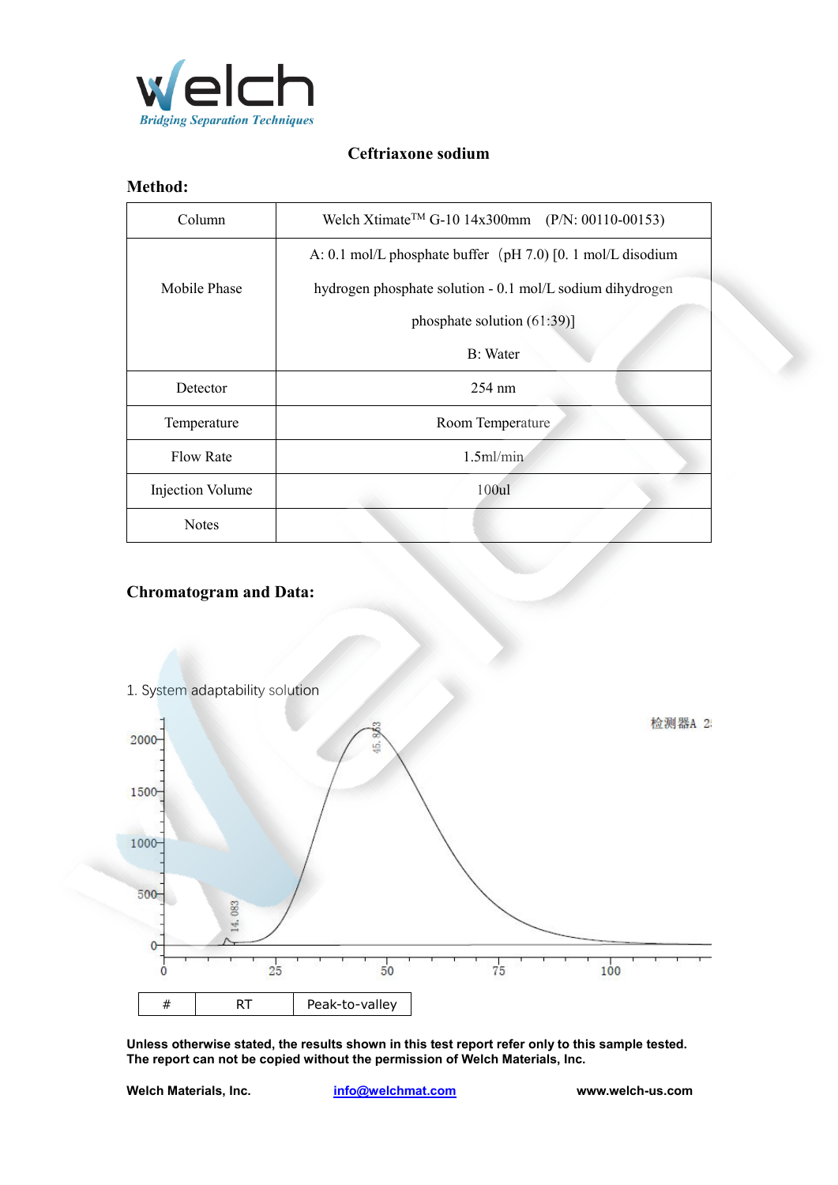Welch
*Bridging Separation Techniques*

# Ceftriaxone sodium

## Method:

| Column | Welch Xtimate[TM] G-10 14x300mm (P/N: 00110-00153) |
|---|---|
| Mobile Phase | A: 0.1 mol/L phosphate buffer（pH 7.0) [0. 1 mol/L disodium hydrogen phosphate solution - 0.1 mol/L sodium dihydrogen phosphate solution (61:39)] B: Water |
| Detector | 254 nm |
| Temperature | Room Temperature |
| Flow Rate | 1.5ml/min |
| Injection Volume | 100ul |
| Notes | |

## Chromatogram and Data:

1. System adaptability solution

| # | RT | Peak-to-valley |
|---|---|---|

**Unless otherwise stated, the results shown in this test report refer only to this sample tested. The report can not be copied without the permission of Welch Materials, Inc.**

**Welch Materials, Inc.** **info@welchmat.com** **www.welch-us.com**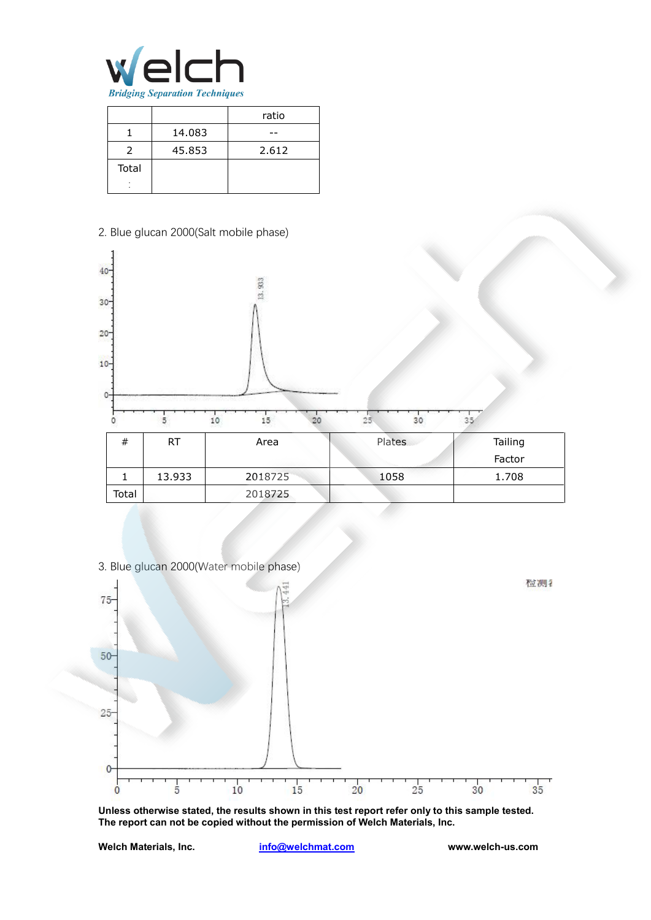|  |  | ratio |
| --- | --- | --- |
| 1 | 14.083 | -- |
| 2 | 45.853 | 2.612 |
| Total |  |  |

2. Blue glucan 2000(Salt mobile phase)

| # | RT | Area | Plates | Tailing Factor |
| --- | --- | --- | --- | --- |
| 1 | 13.933 | 2018725 | 1058 | 1.708 |
| Total |  | 2018725 |  |  |

3. Blue glucan 2000(Water mobile phase)

**Unless otherwise stated, the results shown in this test report refer only to this sample tested.**
**The report can not be copied without the permission of Welch Materials, Inc.**

**Welch Materials, Inc.** [info@welchmat.com](mailto:info@welchmat.com) **www.welch-us.com**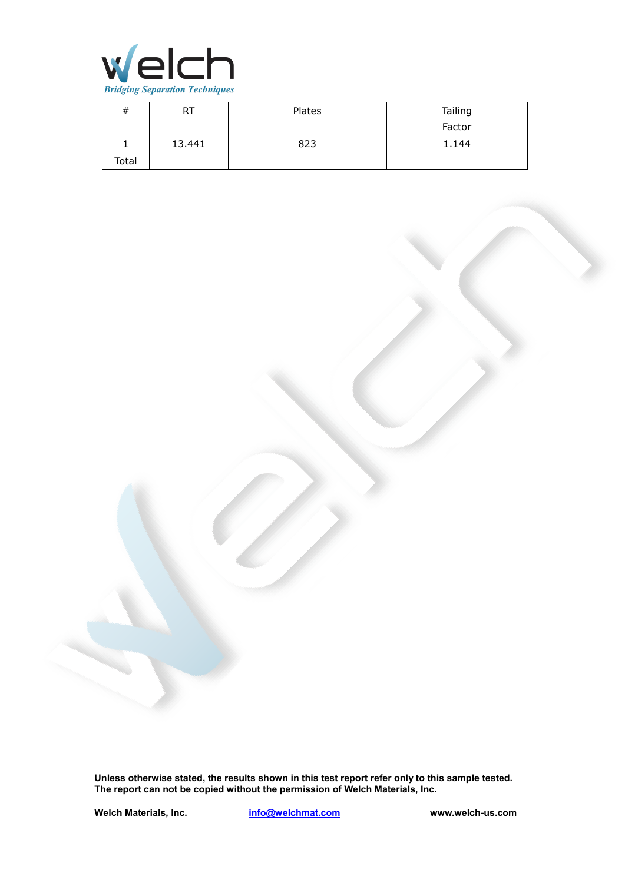| # | RT | Plates | Tailing Factor |
|---|---|---|---|
| 1 | 13.441 | 823 | 1.144 |
| Total | | | |

**Unless otherwise stated, the results shown in this test report refer only to this sample tested.**
**The report can not be copied without the permission of Welch Materials, Inc.**

**Welch Materials, Inc.** **info@welchmat.com** **www.welch-us.com**